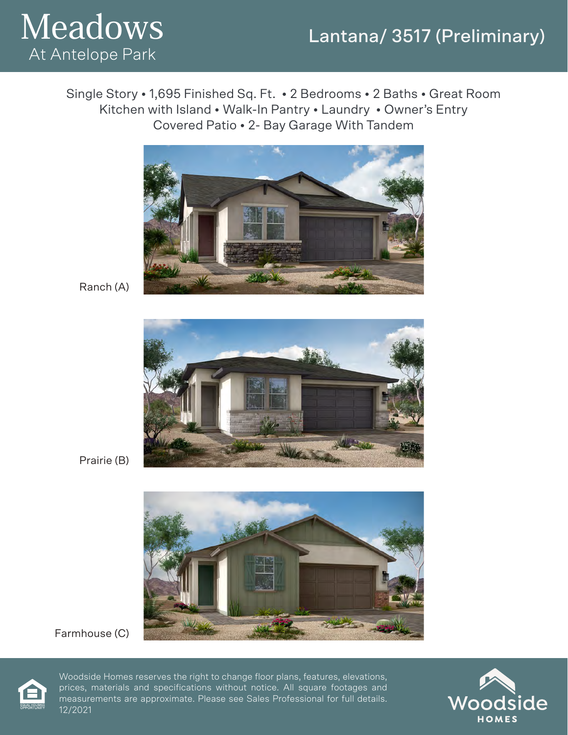# Meadows
At Antelope Park

## Lantana/ 3517 (Preliminary)

Single Story • 1,695 Finished Sq. Ft. • 2 Bedrooms • 2 Baths • Great Room
Kitchen with Island • Walk-In Pantry • Laundry • Owner's Entry
Covered Patio • 2- Bay Garage With Tandem

Ranch (A)

Prairie (B)

Farmhouse (C)

Woodside Homes reserves the right to change floor plans, features, elevations, prices, materials and specifications without notice. All square footages and measurements are approximate. Please see Sales Professional for full details. 12/2021

EQUAL HOUSING OPPORTUNITY

Woodside HOMES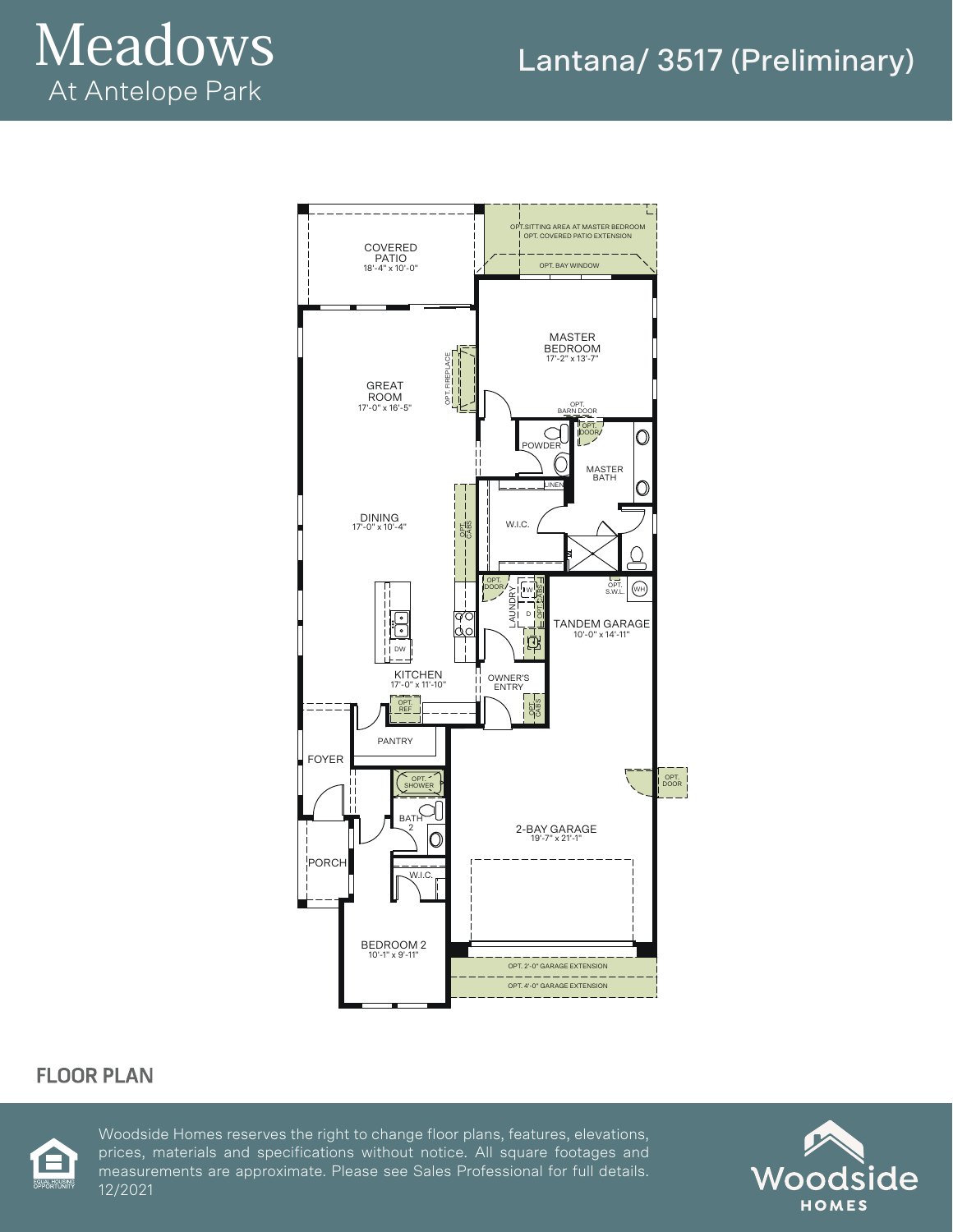# Meadows

At Antelope Park

## Lantana/ 3517 (Preliminary)

COVERED PATIO
18'-4" x 10'-0"

OPT. SITTING AREA AT MASTER BEDROOM
OPT. COVERED PATIO EXTENSION

OPT. BAY WINDOW

MASTER BEDROOM
17'-2" x 13'-7"

OPT. FIREPLACE

GREAT ROOM
17'-0" x 16'-5"

OPT. BARN DOOR

OPT. DOOR

POWDER

MASTER BATH

LINEN

W.I.C.

DINING
17'-0" x 10'-4"

OPT. CABS

OPT. DOOR

LAUNDRY

W

D

OPT. CABS

OPT. S.W.L.

WH

TANDEM GARAGE
10'-0" x 14'-11"

DW

KITCHEN
17'-0" x 11'-10"

OWNER'S ENTRY

OPT. REF

OPT. CABS

PANTRY

FOYER

OPT. SHOWER

OPT. DOOR

BATH 2

2-BAY GARAGE
19'-7" x 21'-1"

PORCH

W.I.C.

BEDROOM 2
10'-1" x 9'-11"

OPT. 2'-0" GARAGE EXTENSION

OPT. 4'-0" GARAGE EXTENSION

## FLOOR PLAN

EQUAL HOUSING OPPORTUNITY

Woodside Homes reserves the right to change floor plans, features, elevations, prices, materials and specifications without notice. All square footages and measurements are approximate. Please see Sales Professional for full details. 12/2021

Woodside HOMES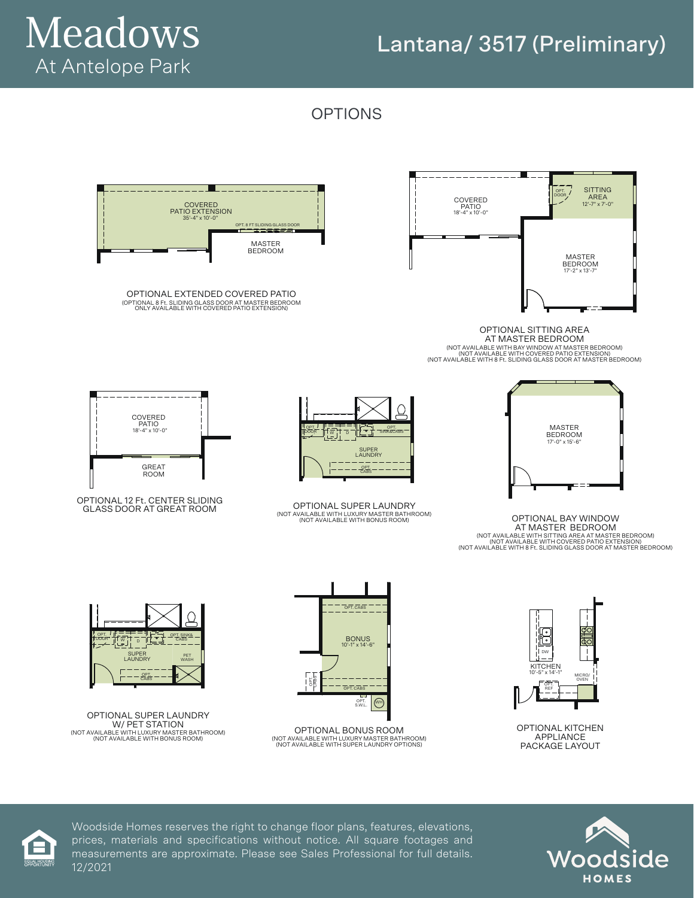# Meadows
At Antelope Park

## Lantana/ 3517 (Preliminary)

## OPTIONS

COVERED PATIO EXTENSION
35'-4" x 10'-0"

OPT. 8 FT SLIDING GLASS DOOR

MASTER BEDROOM

**OPTIONAL EXTENDED COVERED PATIO**
(OPTIONAL 8 Ft. SLIDING GLASS DOOR AT MASTER BEDROOM ONLY AVAILABLE WITH COVERED PATIO EXTENSION)

COVERED PATIO
18'-4" x 10'-0"

OPT. DOOR

SITTING AREA
12'-7" x 7'-0"

MASTER BEDROOM
17'-2" x 13'-7"

**OPTIONAL SITTING AREA AT MASTER BEDROOM**
(NOT AVAILABLE WITH BAY WINDOW AT MASTER BEDROOM)
(NOT AVAILABLE WITH COVERED PATIO EXTENSION)
(NOT AVAILABLE WITH 8 Ft. SLIDING GLASS DOOR AT MASTER BEDROOM)

COVERED PATIO
18'-4" x 10'-0"

GREAT ROOM

**OPTIONAL 12 Ft. CENTER SLIDING GLASS DOOR AT GREAT ROOM**

OPT. DOOR
W
D
OPT. SINK&CABS
SUPER LAUNDRY
OPT. CABS

**OPTIONAL SUPER LAUNDRY**
(NOT AVAILABLE WITH LUXURY MASTER BATHROOM)
(NOT AVAILABLE WITH BONUS ROOM)

MASTER BEDROOM
17'-0" x 15'-6"

**OPTIONAL BAY WINDOW AT MASTER BEDROOM**
(NOT AVAILABLE WITH SITTING AREA AT MASTER BEDROOM)
(NOT AVAILABLE WITH COVERED PATIO EXTENSION)
(NOT AVAILABLE WITH 8 Ft. SLIDING GLASS DOOR AT MASTER BEDROOM)

OPT. DOOR
W
D
OPT. SINK& CABS
SUPER LAUNDRY
PET WASH
OPT. CABS

**OPTIONAL SUPER LAUNDRY W/ PET STATION**
(NOT AVAILABLE WITH LUXURY MASTER BATHROOM)
(NOT AVAILABLE WITH BONUS ROOM)

OPT. CABS

BONUS
10'-1" x 14'-6"

OPT. CABS
OPT. CABS
OPT. S.W.L.
WH

**OPTIONAL BONUS ROOM**
(NOT AVAILABLE WITH LUXURY MASTER BATHROOM)
(NOT AVAILABLE WITH SUPER LAUNDRY OPTIONS)

DW

KITCHEN
10'-5" x 14'-1"

MICRO/ OVEN

OPT. REF

**OPTIONAL KITCHEN APPLIANCE PACKAGE LAYOUT**

Woodside Homes reserves the right to change floor plans, features, elevations, prices, materials and specifications without notice. All square footages and measurements are approximate. Please see Sales Professional for full details. 12/2021

EQUAL HOUSING OPPORTUNITY

Woodside HOMES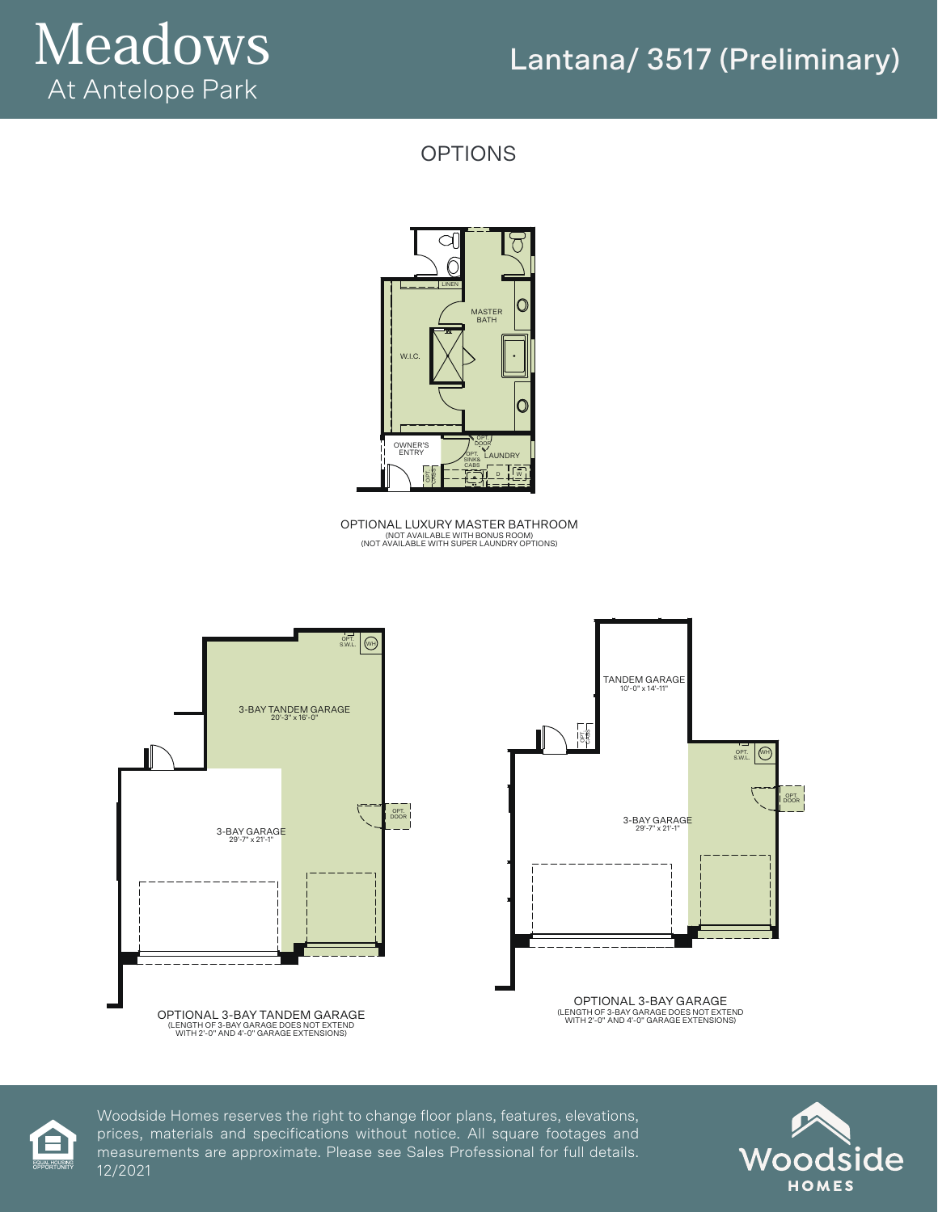# Meadows
At Antelope Park

## Lantana/ 3517 (Preliminary)

### OPTIONS

LINEN
MASTER BATH
W.I.C.
OWNER'S ENTRY
OPT. DOOR
OPT. SINK& CABS
LAUNDRY
OPT. CABS
D
W

OPTIONAL LUXURY MASTER BATHROOM
(NOT AVAILABLE WITH BONUS ROOM)
(NOT AVAILABLE WITH SUPER LAUNDRY OPTIONS)

OPT. S.W.L.
WH
3-BAY TANDEM GARAGE
20'-3" x 16'-0"
OPT. DOOR
3-BAY GARAGE
29'-7" x 21'-1"

OPTIONAL 3-BAY TANDEM GARAGE
(LENGTH OF 3-BAY GARAGE DOES NOT EXTEND WITH 2'-0" AND 4'-0" GARAGE EXTENSIONS)

TANDEM GARAGE
10'-0" x 14'-11"
OPT. CABS
OPT. S.W.L.
WH
OPT. DOOR
3-BAY GARAGE
29'-7" x 21'-1"

OPTIONAL 3-BAY GARAGE
(LENGTH OF 3-BAY GARAGE DOES NOT EXTEND WITH 2'-0" AND 4'-0" GARAGE EXTENSIONS)

Woodside Homes reserves the right to change floor plans, features, elevations, prices, materials and specifications without notice. All square footages and measurements are approximate. Please see Sales Professional for full details. 12/2021

Woodside HOMES